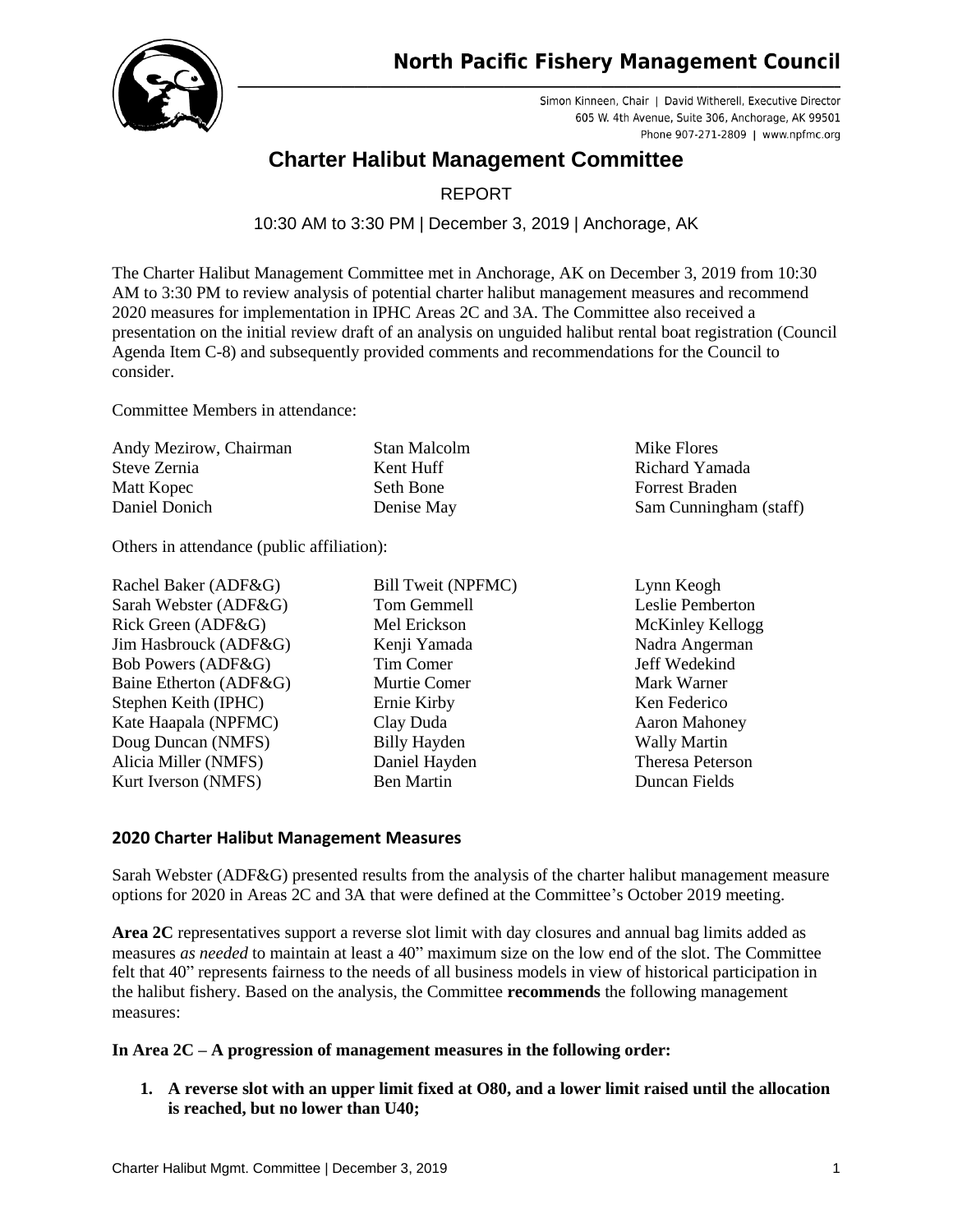# North Pacific Fishery Management Council

Simon Kinneen, Chair | David Witherell, Executive Director
605 W. 4th Avenue, Suite 306, Anchorage, AK 99501
Phone 907-271-2809 | www.npfmc.org

## Charter Halibut Management Committee

REPORT

10:30 AM to 3:30 PM | December 3, 2019 | Anchorage, AK

The Charter Halibut Management Committee met in Anchorage, AK on December 3, 2019 from 10:30 AM to 3:30 PM to review analysis of potential charter halibut management measures and recommend 2020 measures for implementation in IPHC Areas 2C and 3A. The Committee also received a presentation on the initial review draft of an analysis on unguided halibut rental boat registration (Council Agenda Item C-8) and subsequently provided comments and recommendations for the Council to consider.

Committee Members in attendance:

| | | |
|---|---|---|
| Andy Mezirow, Chairman | Stan Malcolm | Mike Flores |
| Steve Zernia | Kent Huff | Richard Yamada |
| Matt Kopec | Seth Bone | Forrest Braden |
| Daniel Donich | Denise May | Sam Cunningham (staff) |

Others in attendance (public affiliation):

| | | |
|---|---|---|
| Rachel Baker (ADF&G) | Bill Tweit (NPFMC) | Lynn Keogh |
| Sarah Webster (ADF&G) | Tom Gemmell | Leslie Pemberton |
| Rick Green (ADF&G) | Mel Erickson | McKinley Kellogg |
| Jim Hasbrouck (ADF&G) | Kenji Yamada | Nadra Angerman |
| Bob Powers (ADF&G) | Tim Comer | Jeff Wedekind |
| Baine Etherton (ADF&G) | Murtie Comer | Mark Warner |
| Stephen Keith (IPHC) | Ernie Kirby | Ken Federico |
| Kate Haapala (NPFMC) | Clay Duda | Aaron Mahoney |
| Doug Duncan (NMFS) | Billy Hayden | Wally Martin |
| Alicia Miller (NMFS) | Daniel Hayden | Theresa Peterson |
| Kurt Iverson (NMFS) | Ben Martin | Duncan Fields |

### 2020 Charter Halibut Management Measures

Sarah Webster (ADF&G) presented results from the analysis of the charter halibut management measure options for 2020 in Areas 2C and 3A that were defined at the Committee's October 2019 meeting.

**Area 2C** representatives support a reverse slot limit with day closures and annual bag limits added as measures *as needed* to maintain at least a 40" maximum size on the low end of the slot. The Committee felt that 40" represents fairness to the needs of all business models in view of historical participation in the halibut fishery. Based on the analysis, the Committee **recommends** the following management measures:

**In Area 2C – A progression of management measures in the following order:**

1. **A reverse slot with an upper limit fixed at O80, and a lower limit raised until the allocation is reached, but no lower than U40;**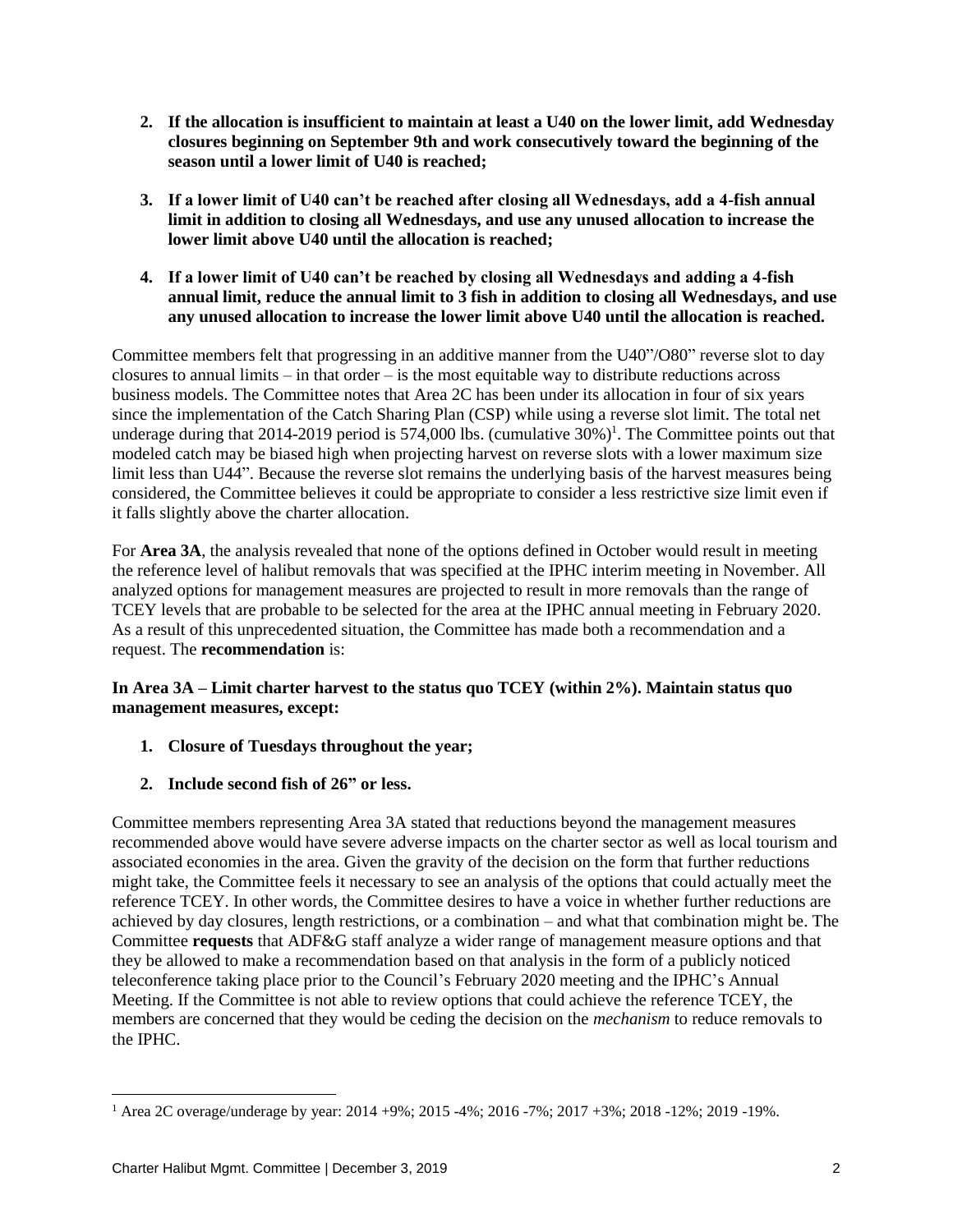2. **If the allocation is insufficient to maintain at least a U40 on the lower limit, add Wednesday closures beginning on September 9th and work consecutively toward the beginning of the season until a lower limit of U40 is reached;**

3. **If a lower limit of U40 can't be reached after closing all Wednesdays, add a 4-fish annual limit in addition to closing all Wednesdays, and use any unused allocation to increase the lower limit above U40 until the allocation is reached;**

4. **If a lower limit of U40 can't be reached by closing all Wednesdays and adding a 4-fish annual limit, reduce the annual limit to 3 fish in addition to closing all Wednesdays, and use any unused allocation to increase the lower limit above U40 until the allocation is reached.**

Committee members felt that progressing in an additive manner from the U40"/O80" reverse slot to day closures to annual limits – in that order – is the most equitable way to distribute reductions across business models. The Committee notes that Area 2C has been under its allocation in four of six years since the implementation of the Catch Sharing Plan (CSP) while using a reverse slot limit. The total net underage during that 2014-2019 period is 574,000 lbs. (cumulative 30%)[1]. The Committee points out that modeled catch may be biased high when projecting harvest on reverse slots with a lower maximum size limit less than U44". Because the reverse slot remains the underlying basis of the harvest measures being considered, the Committee believes it could be appropriate to consider a less restrictive size limit even if it falls slightly above the charter allocation.

For **Area 3A**, the analysis revealed that none of the options defined in October would result in meeting the reference level of halibut removals that was specified at the IPHC interim meeting in November. All analyzed options for management measures are projected to result in more removals than the range of TCEY levels that are probable to be selected for the area at the IPHC annual meeting in February 2020. As a result of this unprecedented situation, the Committee has made both a recommendation and a request. The **recommendation** is:

**In Area 3A – Limit charter harvest to the status quo TCEY (within 2%). Maintain status quo management measures, except:**

1. **Closure of Tuesdays throughout the year;**
2. **Include second fish of 26" or less.**

Committee members representing Area 3A stated that reductions beyond the management measures recommended above would have severe adverse impacts on the charter sector as well as local tourism and associated economies in the area. Given the gravity of the decision on the form that further reductions might take, the Committee feels it necessary to see an analysis of the options that could actually meet the reference TCEY. In other words, the Committee desires to have a voice in whether further reductions are achieved by day closures, length restrictions, or a combination – and what that combination might be. The Committee **requests** that ADF&G staff analyze a wider range of management measure options and that they be allowed to make a recommendation based on that analysis in the form of a publicly noticed teleconference taking place prior to the Council's February 2020 meeting and the IPHC's Annual Meeting. If the Committee is not able to review options that could achieve the reference TCEY, the members are concerned that they would be ceding the decision on the *mechanism* to reduce removals to the IPHC.

[1] Area 2C overage/underage by year: 2014 +9%; 2015 -4%; 2016 -7%; 2017 +3%; 2018 -12%; 2019 -19%.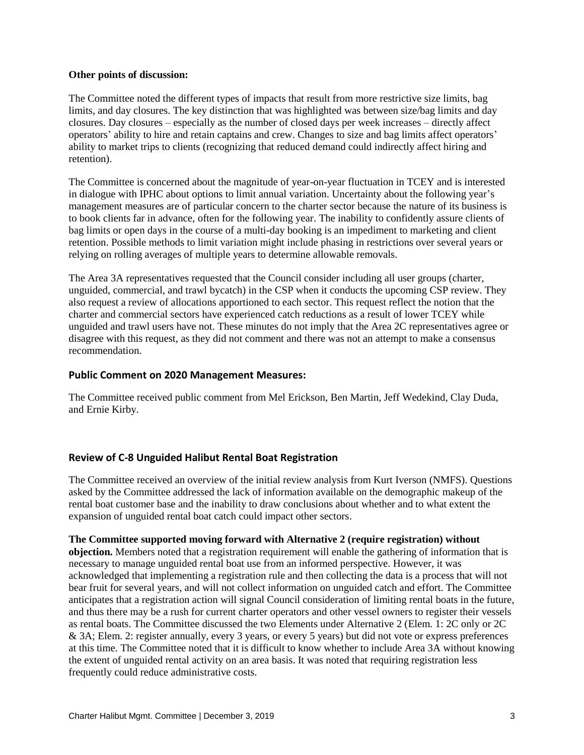**Other points of discussion:**

The Committee noted the different types of impacts that result from more restrictive size limits, bag limits, and day closures. The key distinction that was highlighted was between size/bag limits and day closures. Day closures – especially as the number of closed days per week increases – directly affect operators' ability to hire and retain captains and crew. Changes to size and bag limits affect operators' ability to market trips to clients (recognizing that reduced demand could indirectly affect hiring and retention).

The Committee is concerned about the magnitude of year-on-year fluctuation in TCEY and is interested in dialogue with IPHC about options to limit annual variation. Uncertainty about the following year's management measures are of particular concern to the charter sector because the nature of its business is to book clients far in advance, often for the following year. The inability to confidently assure clients of bag limits or open days in the course of a multi-day booking is an impediment to marketing and client retention. Possible methods to limit variation might include phasing in restrictions over several years or relying on rolling averages of multiple years to determine allowable removals.

The Area 3A representatives requested that the Council consider including all user groups (charter, unguided, commercial, and trawl bycatch) in the CSP when it conducts the upcoming CSP review. They also request a review of allocations apportioned to each sector. This request reflect the notion that the charter and commercial sectors have experienced catch reductions as a result of lower TCEY while unguided and trawl users have not. These minutes do not imply that the Area 2C representatives agree or disagree with this request, as they did not comment and there was not an attempt to make a consensus recommendation.

## Public Comment on 2020 Management Measures:

The Committee received public comment from Mel Erickson, Ben Martin, Jeff Wedekind, Clay Duda, and Ernie Kirby.

## Review of C-8 Unguided Halibut Rental Boat Registration

The Committee received an overview of the initial review analysis from Kurt Iverson (NMFS). Questions asked by the Committee addressed the lack of information available on the demographic makeup of the rental boat customer base and the inability to draw conclusions about whether and to what extent the expansion of unguided rental boat catch could impact other sectors.

**The Committee supported moving forward with Alternative 2 (require registration) without objection.** Members noted that a registration requirement will enable the gathering of information that is necessary to manage unguided rental boat use from an informed perspective. However, it was acknowledged that implementing a registration rule and then collecting the data is a process that will not bear fruit for several years, and will not collect information on unguided catch and effort. The Committee anticipates that a registration action will signal Council consideration of limiting rental boats in the future, and thus there may be a rush for current charter operators and other vessel owners to register their vessels as rental boats. The Committee discussed the two Elements under Alternative 2 (Elem. 1: 2C only or 2C & 3A; Elem. 2: register annually, every 3 years, or every 5 years) but did not vote or express preferences at this time. The Committee noted that it is difficult to know whether to include Area 3A without knowing the extent of unguided rental activity on an area basis. It was noted that requiring registration less frequently could reduce administrative costs.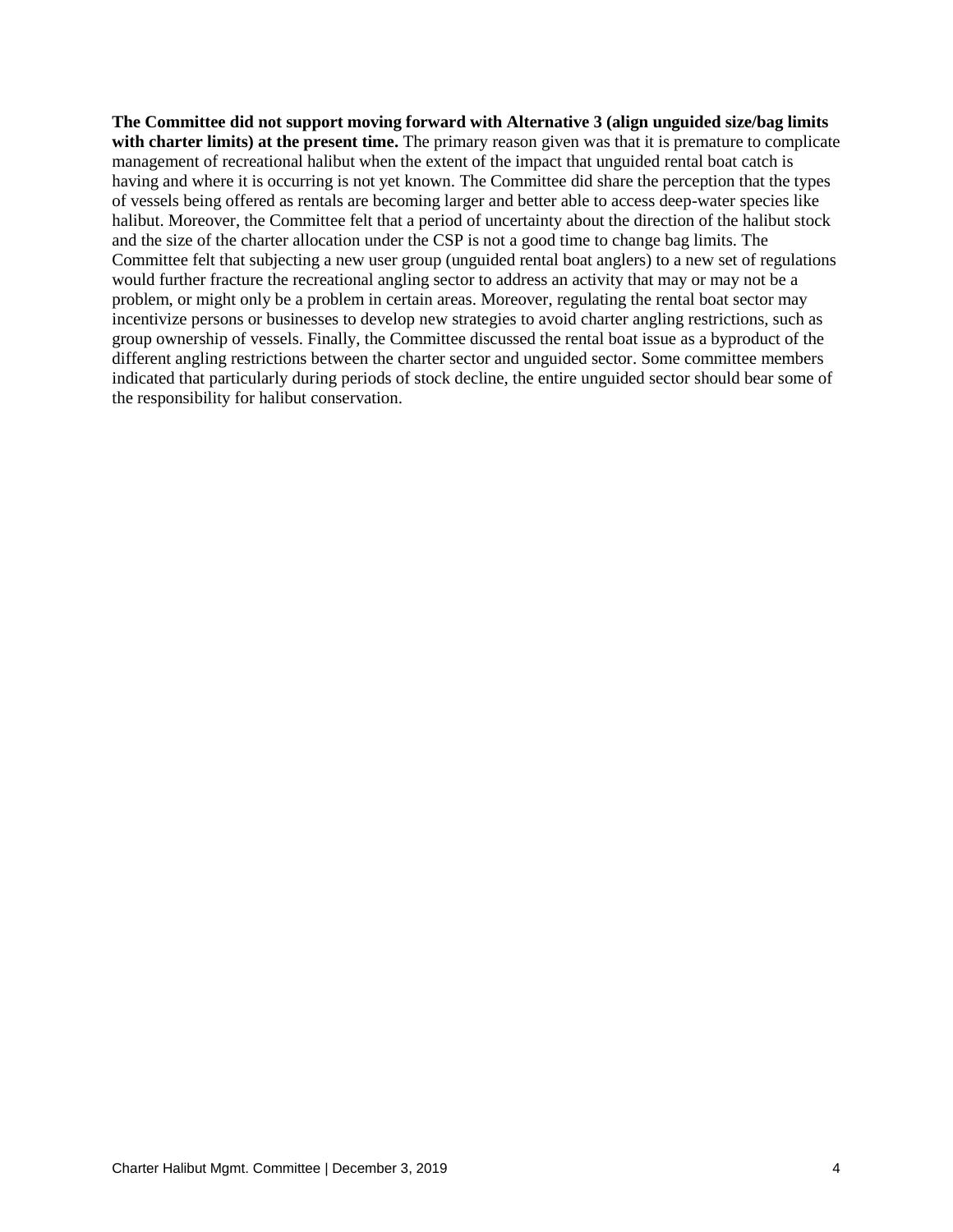**The Committee did not support moving forward with Alternative 3 (align unguided size/bag limits with charter limits) at the present time.** The primary reason given was that it is premature to complicate management of recreational halibut when the extent of the impact that unguided rental boat catch is having and where it is occurring is not yet known. The Committee did share the perception that the types of vessels being offered as rentals are becoming larger and better able to access deep-water species like halibut. Moreover, the Committee felt that a period of uncertainty about the direction of the halibut stock and the size of the charter allocation under the CSP is not a good time to change bag limits. The Committee felt that subjecting a new user group (unguided rental boat anglers) to a new set of regulations would further fracture the recreational angling sector to address an activity that may or may not be a problem, or might only be a problem in certain areas. Moreover, regulating the rental boat sector may incentivize persons or businesses to develop new strategies to avoid charter angling restrictions, such as group ownership of vessels. Finally, the Committee discussed the rental boat issue as a byproduct of the different angling restrictions between the charter sector and unguided sector. Some committee members indicated that particularly during periods of stock decline, the entire unguided sector should bear some of the responsibility for halibut conservation.